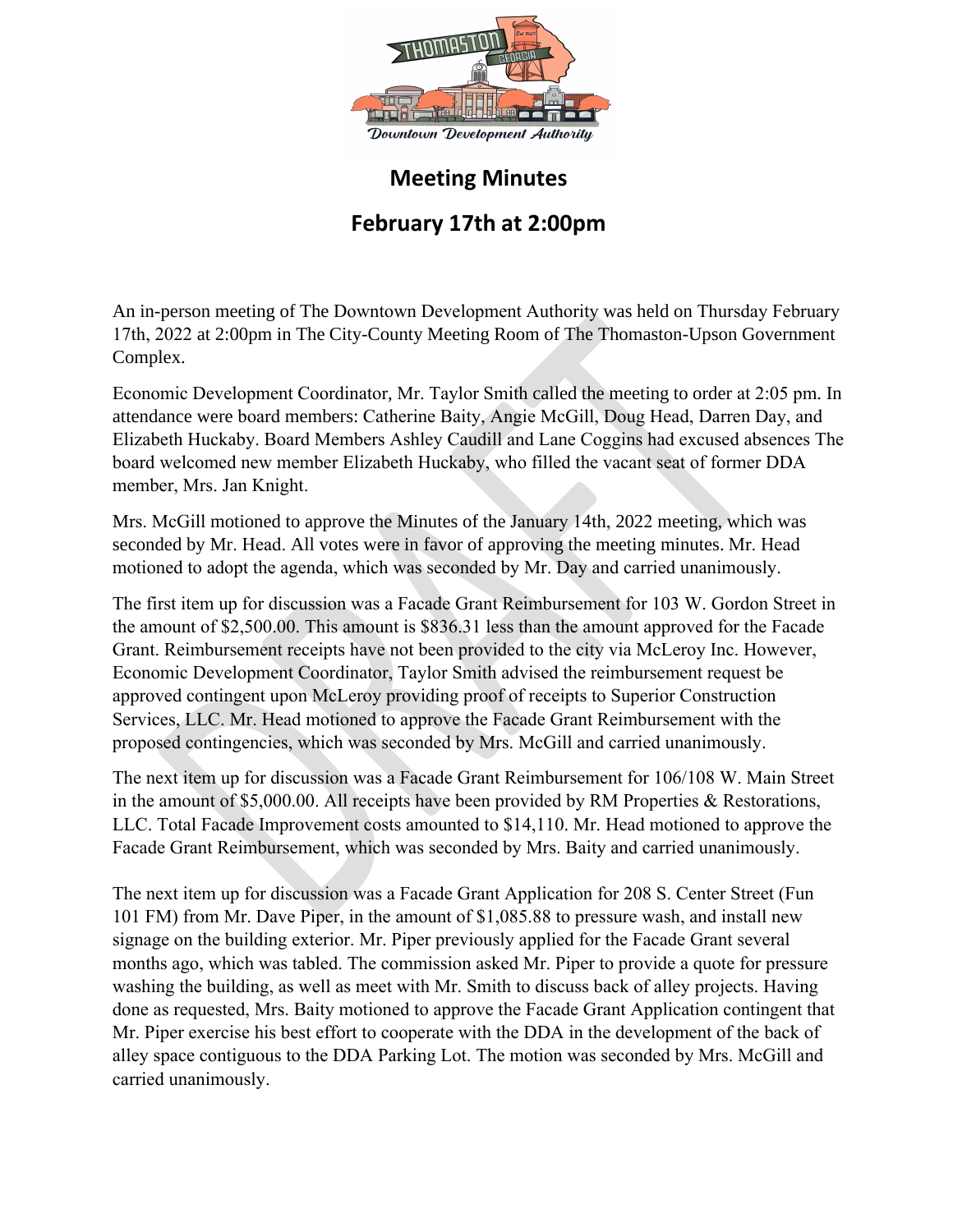# Meeting Minutes

## February 17th at 2:00pm

An in-person meeting of The Downtown Development Authority was held on Thursday February 17th, 2022 at 2:00pm in The City-County Meeting Room of The Thomaston-Upson Government Complex.

Economic Development Coordinator, Mr. Taylor Smith called the meeting to order at 2:05 pm. In attendance were board members: Catherine Baity, Angie McGill, Doug Head, Darren Day, and Elizabeth Huckaby. Board Members Ashley Caudill and Lane Coggins had excused absences The board welcomed new member Elizabeth Huckaby, who filled the vacant seat of former DDA member, Mrs. Jan Knight.

Mrs. McGill motioned to approve the Minutes of the January 14th, 2022 meeting, which was seconded by Mr. Head. All votes were in favor of approving the meeting minutes. Mr. Head motioned to adopt the agenda, which was seconded by Mr. Day and carried unanimously.

The first item up for discussion was a Facade Grant Reimbursement for 103 W. Gordon Street in the amount of $2,500.00. This amount is $836.31 less than the amount approved for the Facade Grant. Reimbursement receipts have not been provided to the city via McLeroy Inc. However, Economic Development Coordinator, Taylor Smith advised the reimbursement request be approved contingent upon McLeroy providing proof of receipts to Superior Construction Services, LLC. Mr. Head motioned to approve the Facade Grant Reimbursement with the proposed contingencies, which was seconded by Mrs. McGill and carried unanimously.

The next item up for discussion was a Facade Grant Reimbursement for 106/108 W. Main Street in the amount of $5,000.00. All receipts have been provided by RM Properties & Restorations, LLC. Total Facade Improvement costs amounted to $14,110. Mr. Head motioned to approve the Facade Grant Reimbursement, which was seconded by Mrs. Baity and carried unanimously.

The next item up for discussion was a Facade Grant Application for 208 S. Center Street (Fun 101 FM) from Mr. Dave Piper, in the amount of $1,085.88 to pressure wash, and install new signage on the building exterior. Mr. Piper previously applied for the Facade Grant several months ago, which was tabled. The commission asked Mr. Piper to provide a quote for pressure washing the building, as well as meet with Mr. Smith to discuss back of alley projects. Having done as requested, Mrs. Baity motioned to approve the Facade Grant Application contingent that Mr. Piper exercise his best effort to cooperate with the DDA in the development of the back of alley space contiguous to the DDA Parking Lot. The motion was seconded by Mrs. McGill and carried unanimously.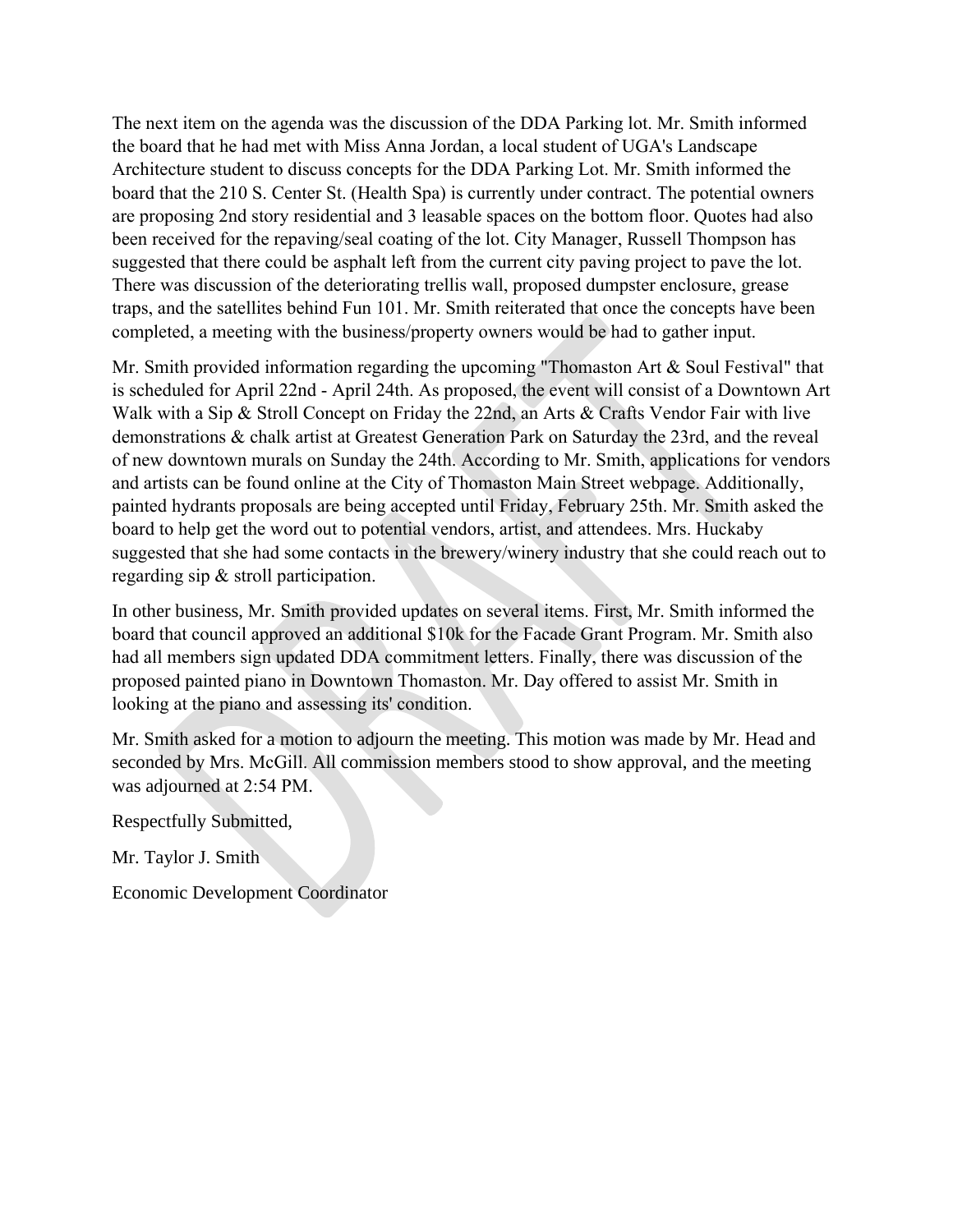The next item on the agenda was the discussion of the DDA Parking lot. Mr. Smith informed the board that he had met with Miss Anna Jordan, a local student of UGA's Landscape Architecture student to discuss concepts for the DDA Parking Lot. Mr. Smith informed the board that the 210 S. Center St. (Health Spa) is currently under contract. The potential owners are proposing 2nd story residential and 3 leasable spaces on the bottom floor. Quotes had also been received for the repaving/seal coating of the lot. City Manager, Russell Thompson has suggested that there could be asphalt left from the current city paving project to pave the lot. There was discussion of the deteriorating trellis wall, proposed dumpster enclosure, grease traps, and the satellites behind Fun 101. Mr. Smith reiterated that once the concepts have been completed, a meeting with the business/property owners would be had to gather input.

Mr. Smith provided information regarding the upcoming "Thomaston Art & Soul Festival" that is scheduled for April 22nd - April 24th. As proposed, the event will consist of a Downtown Art Walk with a Sip & Stroll Concept on Friday the 22nd, an Arts & Crafts Vendor Fair with live demonstrations & chalk artist at Greatest Generation Park on Saturday the 23rd, and the reveal of new downtown murals on Sunday the 24th. According to Mr. Smith, applications for vendors and artists can be found online at the City of Thomaston Main Street webpage. Additionally, painted hydrants proposals are being accepted until Friday, February 25th. Mr. Smith asked the board to help get the word out to potential vendors, artist, and attendees. Mrs. Huckaby suggested that she had some contacts in the brewery/winery industry that she could reach out to regarding sip & stroll participation.

In other business, Mr. Smith provided updates on several items. First, Mr. Smith informed the board that council approved an additional $10k for the Facade Grant Program. Mr. Smith also had all members sign updated DDA commitment letters. Finally, there was discussion of the proposed painted piano in Downtown Thomaston. Mr. Day offered to assist Mr. Smith in looking at the piano and assessing its' condition.

Mr. Smith asked for a motion to adjourn the meeting. This motion was made by Mr. Head and seconded by Mrs. McGill. All commission members stood to show approval, and the meeting was adjourned at 2:54 PM.

Respectfully Submitted,

Mr. Taylor J. Smith

Economic Development Coordinator